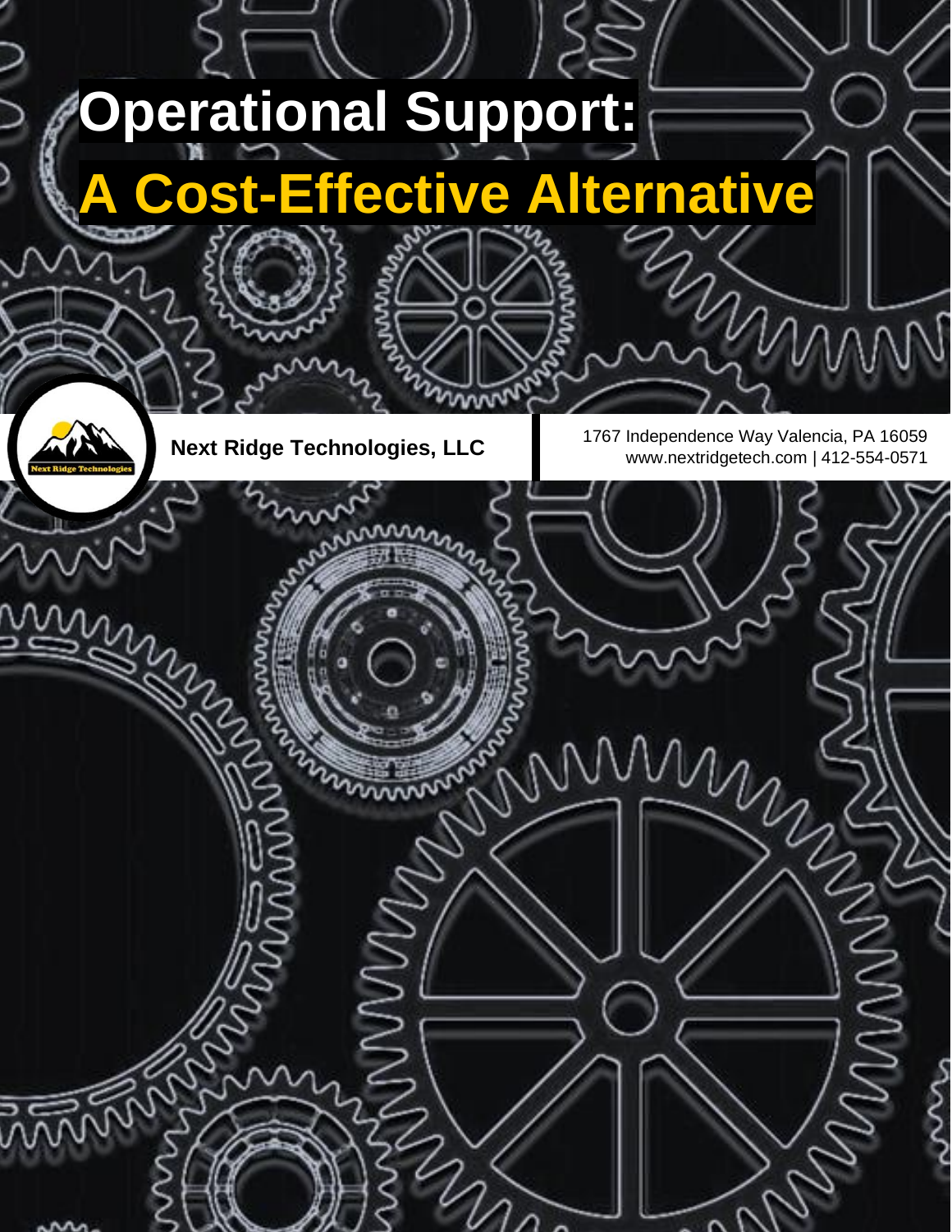# Operational Support:

# A Cost-Effective Alternative

**Next Ridge Technologies, LLC**

1767 Independence Way Valencia, PA 16059
www.nextridgetech.com | 412-554-0571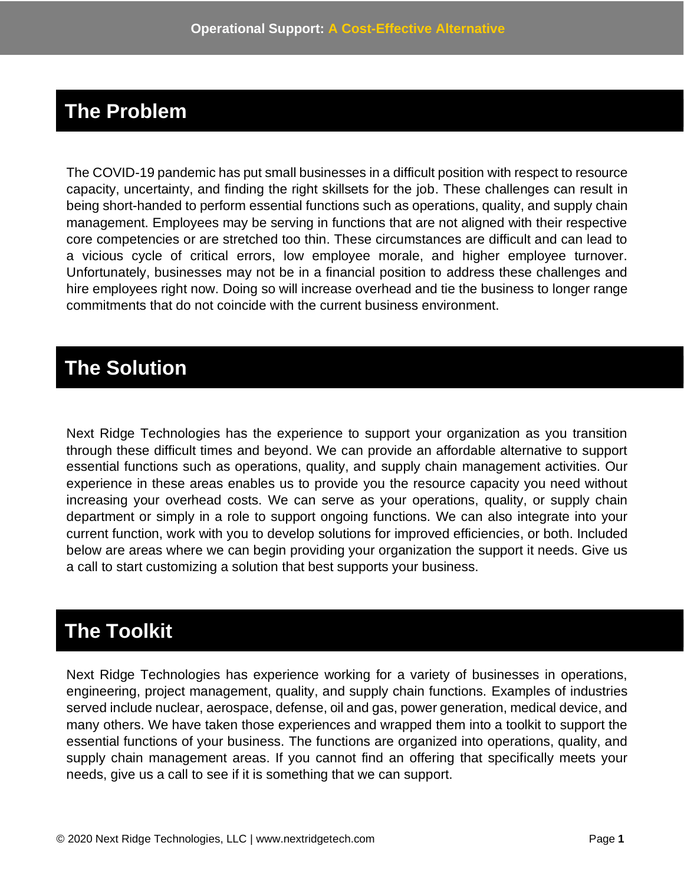## The Problem

The COVID-19 pandemic has put small businesses in a difficult position with respect to resource capacity, uncertainty, and finding the right skillsets for the job. These challenges can result in being short-handed to perform essential functions such as operations, quality, and supply chain management. Employees may be serving in functions that are not aligned with their respective core competencies or are stretched too thin. These circumstances are difficult and can lead to a vicious cycle of critical errors, low employee morale, and higher employee turnover. Unfortunately, businesses may not be in a financial position to address these challenges and hire employees right now. Doing so will increase overhead and tie the business to longer range commitments that do not coincide with the current business environment.

## The Solution

Next Ridge Technologies has the experience to support your organization as you transition through these difficult times and beyond. We can provide an affordable alternative to support essential functions such as operations, quality, and supply chain management activities. Our experience in these areas enables us to provide you the resource capacity you need without increasing your overhead costs. We can serve as your operations, quality, or supply chain department or simply in a role to support ongoing functions. We can also integrate into your current function, work with you to develop solutions for improved efficiencies, or both. Included below are areas where we can begin providing your organization the support it needs. Give us a call to start customizing a solution that best supports your business.

## The Toolkit

Next Ridge Technologies has experience working for a variety of businesses in operations, engineering, project management, quality, and supply chain functions. Examples of industries served include nuclear, aerospace, defense, oil and gas, power generation, medical device, and many others. We have taken those experiences and wrapped them into a toolkit to support the essential functions of your business. The functions are organized into operations, quality, and supply chain management areas. If you cannot find an offering that specifically meets your needs, give us a call to see if it is something that we can support.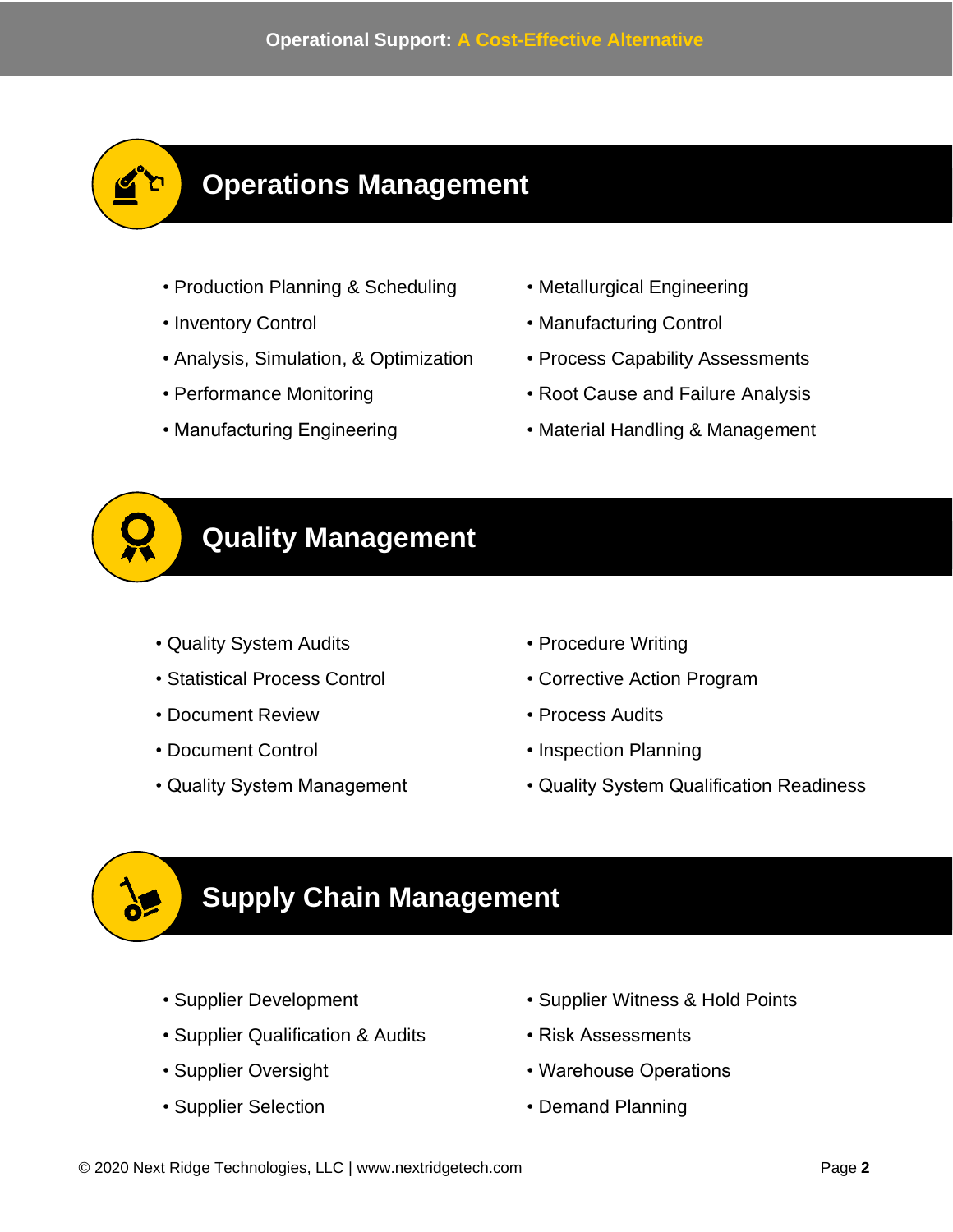# Operational Support: A Cost-Effective Alternative

## Operations Management

- Production Planning & Scheduling
- Inventory Control
- Analysis, Simulation, & Optimization
- Performance Monitoring
- Manufacturing Engineering
- Metallurgical Engineering
- Manufacturing Control
- Process Capability Assessments
- Root Cause and Failure Analysis
- Material Handling & Management

## Quality Management

- Quality System Audits
- Statistical Process Control
- Document Review
- Document Control
- Quality System Management
- Procedure Writing
- Corrective Action Program
- Process Audits
- Inspection Planning
- Quality System Qualification Readiness

## Supply Chain Management

- Supplier Development
- Supplier Qualification & Audits
- Supplier Oversight
- Supplier Selection
- Supplier Witness & Hold Points
- Risk Assessments
- Warehouse Operations
- Demand Planning

© 2020 Next Ridge Technologies, LLC | www.nextridgetech.com